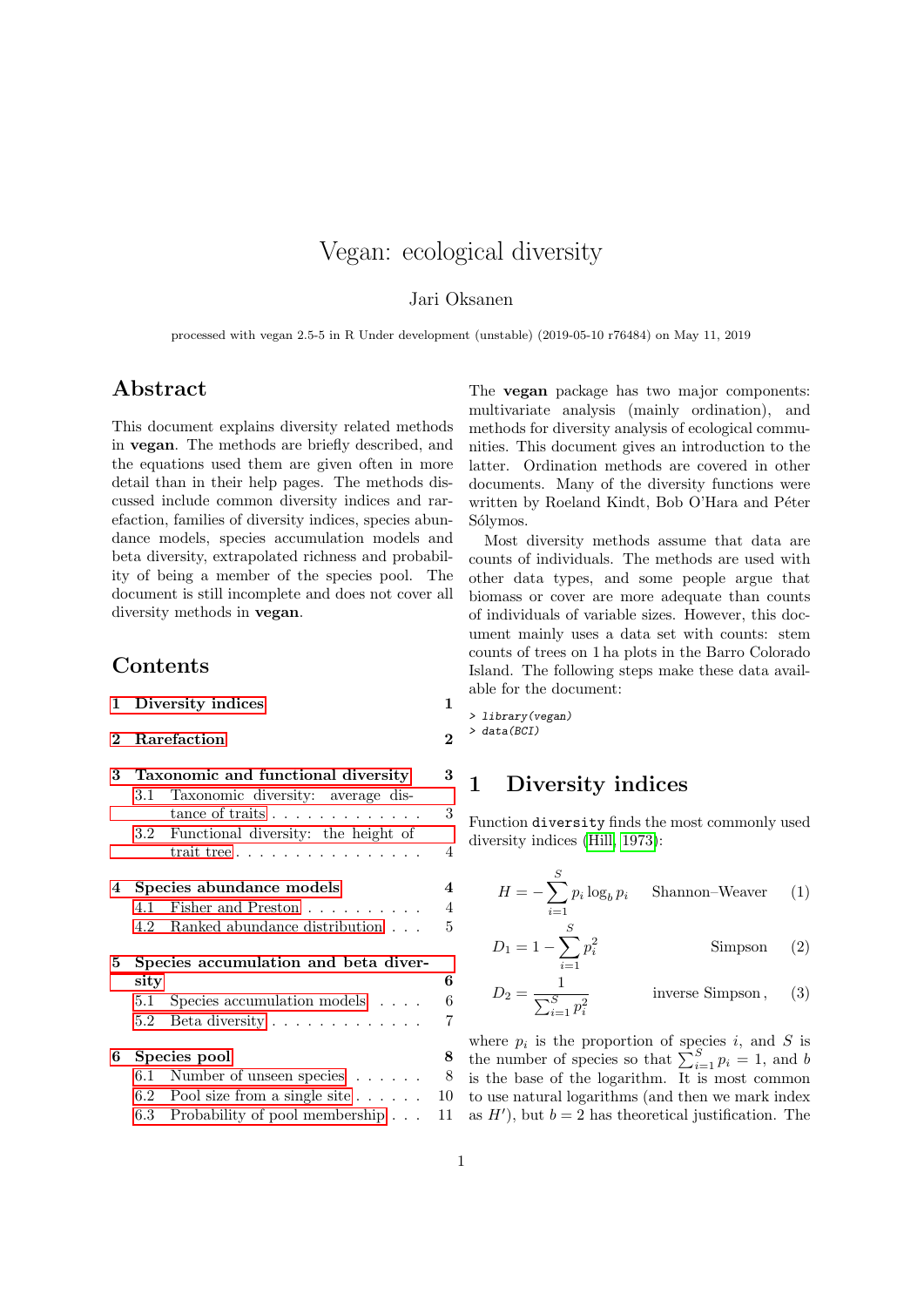# Vegan: ecological diversity

Jari Oksanen

processed with vegan 2.5-5 in R Under development (unstable) (2019-05-10 r76484) on May 11, 2019

## Abstract

This document explains diversity related methods in **vegan**. The methods are briefly described, and the equations used them are given often in more detail than in their help pages. The methods discussed include common diversity indices and rarefaction, families of diversity indices, species abundance models, species accumulation models and beta diversity, extrapolated richness and probability of being a member of the species pool. The document is still incomplete and does not cover all diversity methods in **vegan**.

## Contents

- 1 Diversity indices — 1
- 2 Rarefaction — 2
- 3 Taxonomic and functional diversity — 3
  - 3.1 Taxonomic diversity: average distance of traits — 3
  - 3.2 Functional diversity: the height of trait tree — 4
- 4 Species abundance models — 4
  - 4.1 Fisher and Preston — 4
  - 4.2 Ranked abundance distribution — 5
- 5 Species accumulation and beta diversity — 6
  - 5.1 Species accumulation models — 6
  - 5.2 Beta diversity — 7
- 6 Species pool — 8
  - 6.1 Number of unseen species — 8
  - 6.2 Pool size from a single site — 10
  - 6.3 Probability of pool membership — 11

The **vegan** package has two major components: multivariate analysis (mainly ordination), and methods for diversity analysis of ecological communities. This document gives an introduction to the latter. Ordination methods are covered in other documents. Many of the diversity functions were written by Roeland Kindt, Bob O'Hara and Péter Sólymos.

Most diversity methods assume that data are counts of individuals. The methods are used with other data types, and some people argue that biomass or cover are more adequate than counts of individuals of variable sizes. However, this document mainly uses a data set with counts: stem counts of trees on 1 ha plots in the Barro Colorado Island. The following steps make these data available for the document:

```
> library(vegan)
> data(BCI)
```

## 1 Diversity indices

Function `diversity` finds the most commonly used diversity indices (Hill, 1973):

$$H = -\sum_{i=1}^{S} p_i \log_b p_i \qquad \text{Shannon–Weaver} \qquad (1)$$

$$D_1 = 1 - \sum_{i=1}^{S} p_i^2 \qquad \text{Simpson} \qquad (2)$$

$$D_2 = \frac{1}{\sum_{i=1}^{S} p_i^2} \qquad \text{inverse Simpson}\,, \qquad (3)$$

where $p_i$ is the proportion of species $i$, and $S$ is the number of species so that $\sum_{i=1}^{S} p_i = 1$, and $b$ is the base of the logarithm. It is most common to use natural logarithms (and then we mark index as $H'$), but $b = 2$ has theoretical justification. The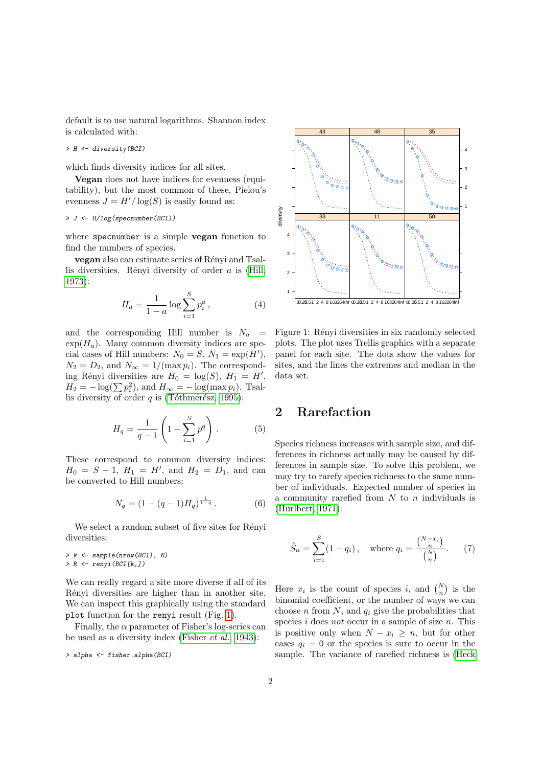default is to use natural logarithms. Shannon index is calculated with:

```
> H <- diversity(BCI)
```

which finds diversity indices for all sites.

**Vegan** does not have indices for evenness (equitability), but the most common of these, Pielou's evenness $J = H'/\log(S)$ is easily found as:

```
> J <- H/log(specnumber(BCI))
```

where `specnumber` is a simple **vegan** function to find the numbers of species.

**vegan** also can estimate series of Rényi and Tsallis diversities. Rényi diversity of order $a$ is (Hill, 1973):

$$H_a = \frac{1}{1-a} \log \sum_{i=1}^{S} p_i^a \,, \tag{4}$$

and the corresponding Hill number is $N_a = \exp(H_a)$. Many common diversity indices are special cases of Hill numbers: $N_0 = S$, $N_1 = \exp(H')$, $N_2 = D_2$, and $N_\infty = 1/(\max p_i)$. The corresponding Rényi diversities are $H_0 = \log(S)$, $H_1 = H'$, $H_2 = -\log(\sum p_i^2)$, and $H_\infty = -\log(\max p_i)$. Tsallis diversity of order $q$ is (Tóthmérész, 1995):

$$H_q = \frac{1}{q-1} \left(1 - \sum_{i=1}^{S} p^q \right) \,. \tag{5}$$

These correspond to common diversity indices: $H_0 = S - 1$, $H_1 = H'$, and $H_2 = D_1$, and can be converted to Hill numbers:

$$N_q = (1 - (q-1)H_q)^{\frac{1}{1-q}} \,. \tag{6}$$

We select a random subset of five sites for Rényi diversities:

```
> k <- sample(nrow(BCI), 6)
> R <- renyi(BCI[k,])
```

We can really regard a site more diverse if all of its Rényi diversities are higher than in another site. We can inspect this graphically using the standard `plot` function for the `renyi` result (Fig. 1).

Finally, the $\alpha$ parameter of Fisher's log-series can be used as a diversity index (Fisher *et al.*, 1943):

```
> alpha <- fisher.alpha(BCI)
```

Figure 1: Rényi diversities in six randomly selected plots. The plot uses Trellis graphics with a separate panel for each site. The dots show the values for sites, and the lines the extremes and median in the data set.

## 2 Rarefaction

Species richness increases with sample size, and differences in richness actually may be caused by differences in sample size. To solve this problem, we may try to rarefy species richness to the same number of individuals. Expected number of species in a community rarefied from $N$ to $n$ individuals is (Hurlbert, 1971):

$$\hat{S}_n = \sum_{i=1}^{S} (1 - q_i) \,, \quad \text{where } q_i = \frac{\binom{N-x_i}{n}}{\binom{N}{n}} \,. \tag{7}$$

Here $x_i$ is the count of species $i$, and $\binom{N}{n}$ is the binomial coefficient, or the number of ways we can choose $n$ from $N$, and $q_i$ give the probabilities that species $i$ does *not* occur in a sample of size $n$. This is positive only when $N - x_i \geq n$, but for other cases $q_i = 0$ or the species is sure to occur in the sample. The variance of rarefied richness is (Heck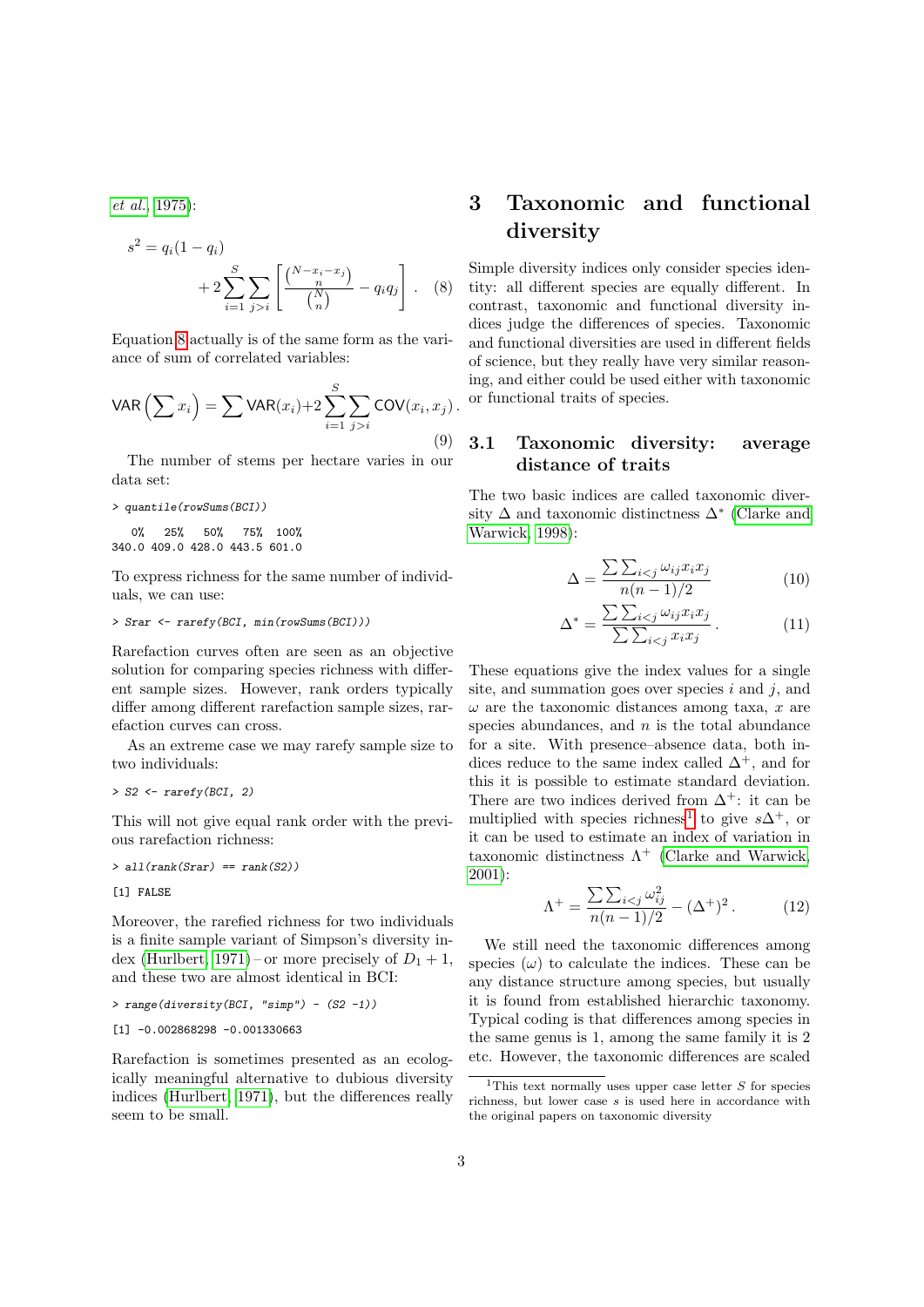*et al.*, 1975):

$$s^2 = q_i(1-q_i) + 2\sum_{i=1}^{S}\sum_{j>i}\left[\frac{\binom{N-x_i-x_j}{n}}{\binom{N}{n}} - q_i q_j\right]. \quad (8)$$

Equation 8 actually is of the same form as the variance of sum of correlated variables:

$$\mathsf{VAR}\left(\sum x_i\right) = \sum \mathsf{VAR}(x_i) + 2\sum_{i=1}^{S}\sum_{j>i}\mathsf{COV}(x_i,x_j). \quad (9)$$

The number of stems per hectare varies in our data set:

```
> quantile(rowSums(BCI))
   0%   25%   50%   75%  100%
340.0 409.0 428.0 443.5 601.0
```

To express richness for the same number of individuals, we can use:

```
> Srar <- rarefy(BCI, min(rowSums(BCI)))
```

Rarefaction curves often are seen as an objective solution for comparing species richness with different sample sizes. However, rank orders typically differ among different rarefaction sample sizes, rarefaction curves can cross.

As an extreme case we may rarefy sample size to two individuals:

```
> S2 <- rarefy(BCI, 2)
```

This will not give equal rank order with the previous rarefaction richness:

```
> all(rank(Srar) == rank(S2))
[1] FALSE
```

Moreover, the rarefied richness for two individuals is a finite sample variant of Simpson's diversity index (Hurlbert, 1971) – or more precisely of $D_1 + 1$, and these two are almost identical in BCI:

```
> range(diversity(BCI, "simp") - (S2 -1))
[1] -0.002868298 -0.001330663
```

Rarefaction is sometimes presented as an ecologically meaningful alternative to dubious diversity indices (Hurlbert, 1971), but the differences really seem to be small.

# 3 Taxonomic and functional diversity

Simple diversity indices only consider species identity: all different species are equally different. In contrast, taxonomic and functional diversity indices judge the differences of species. Taxonomic and functional diversities are used in different fields of science, but they really have very similar reasoning, and either could be used either with taxonomic or functional traits of species.

## 3.1 Taxonomic diversity: average distance of traits

The two basic indices are called taxonomic diversity $\Delta$ and taxonomic distinctness $\Delta^*$ (Clarke and Warwick, 1998):

$$\Delta = \frac{\sum\sum_{i<j}\omega_{ij}x_i x_j}{n(n-1)/2} \quad (10)$$

$$\Delta^* = \frac{\sum\sum_{i<j}\omega_{ij}x_i x_j}{\sum\sum_{i<j}x_i x_j}. \quad (11)$$

These equations give the index values for a single site, and summation goes over species $i$ and $j$, and $\omega$ are the taxonomic distances among taxa, $x$ are species abundances, and $n$ is the total abundance for a site. With presence–absence data, both indices reduce to the same index called $\Delta^+$, and for this it is possible to estimate standard deviation. There are two indices derived from $\Delta^+$: it can be multiplied with species richness[1] to give $s\Delta^+$, or it can be used to estimate an index of variation in taxonomic distinctness $\Lambda^+$ (Clarke and Warwick, 2001):

$$\Lambda^+ = \frac{\sum\sum_{i<j}\omega_{ij}^2}{n(n-1)/2} - (\Delta^+)^2. \quad (12)$$

We still need the taxonomic differences among species ($\omega$) to calculate the indices. These can be any distance structure among species, but usually it is found from established hierarchic taxonomy. Typical coding is that differences among species in the same genus is 1, among the same family it is 2 etc. However, the taxonomic differences are scaled

[1] This text normally uses upper case letter $S$ for species richness, but lower case $s$ is used here in accordance with the original papers on taxonomic diversity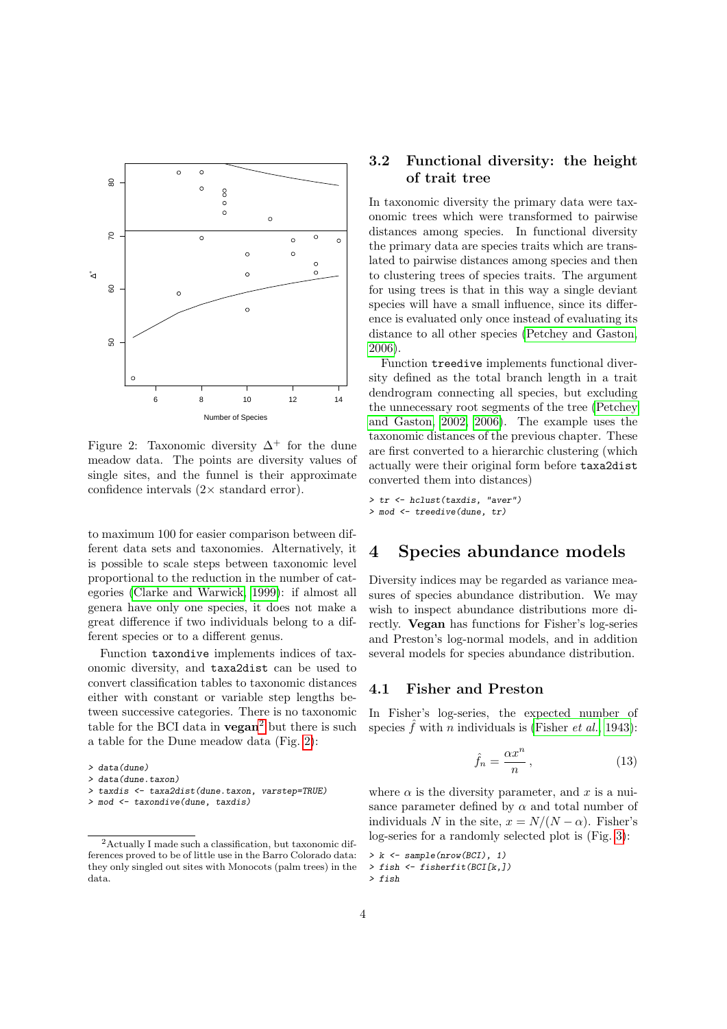Figure 2: Taxonomic diversity $\Delta^+$ for the dune meadow data. The points are diversity values of single sites, and the funnel is their approximate confidence intervals (2× standard error).

to maximum 100 for easier comparison between different data sets and taxonomies. Alternatively, it is possible to scale steps between taxonomic level proportional to the reduction in the number of categories (Clarke and Warwick, 1999): if almost all genera have only one species, it does not make a great difference if two individuals belong to a different species or to a different genus.

Function `taxondive` implements indices of taxonomic diversity, and `taxa2dist` can be used to convert classification tables to taxonomic distances either with constant or variable step lengths between successive categories. There is no taxonomic table for the BCI data in **vegan**[2] but there is such a table for the Dune meadow data (Fig. 2):

```
> data(dune)
> data(dune.taxon)
> taxdis <- taxa2dist(dune.taxon, varstep=TRUE)
> mod <- taxondive(dune, taxdis)
```

[2] Actually I made such a classification, but taxonomic differences proved to be of little use in the Barro Colorado data: they only singled out sites with Monocots (palm trees) in the data.

### 3.2 Functional diversity: the height of trait tree

In taxonomic diversity the primary data were taxonomic trees which were transformed to pairwise distances among species. In functional diversity the primary data are species traits which are translated to pairwise distances among species and then to clustering trees of species traits. The argument for using trees is that in this way a single deviant species will have a small influence, since its difference is evaluated only once instead of evaluating its distance to all other species (Petchey and Gaston, 2006).

Function `treedive` implements functional diversity defined as the total branch length in a trait dendrogram connecting all species, but excluding the unnecessary root segments of the tree (Petchey and Gaston, 2002, 2006). The example uses the taxonomic distances of the previous chapter. These are first converted to a hierarchic clustering (which actually were their original form before `taxa2dist` converted them into distances)

```
> tr <- hclust(taxdis, "aver")
> mod <- treedive(dune, tr)
```

## 4 Species abundance models

Diversity indices may be regarded as variance measures of species abundance distribution. We may wish to inspect abundance distributions more directly. **Vegan** has functions for Fisher's log-series and Preston's log-normal models, and in addition several models for species abundance distribution.

### 4.1 Fisher and Preston

In Fisher's log-series, the expected number of species $\hat{f}$ with $n$ individuals is (Fisher *et al.*, 1943):

$$\hat{f}_n = \frac{\alpha x^n}{n}, \tag{13}$$

where $\alpha$ is the diversity parameter, and $x$ is a nuisance parameter defined by $\alpha$ and total number of individuals $N$ in the site, $x = N/(N - \alpha)$. Fisher's log-series for a randomly selected plot is (Fig. 3):

```
> k <- sample(nrow(BCI), 1)
> fish <- fisherfit(BCI[k,])
> fish
```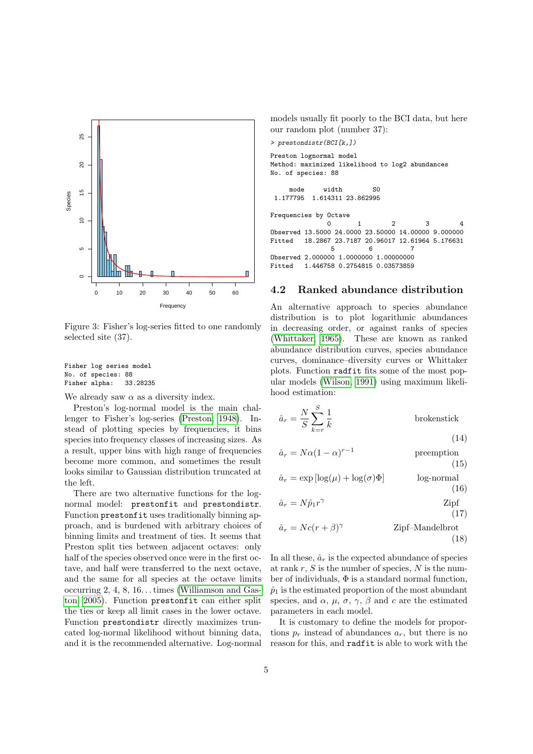Figure 3: Fisher's log-series fitted to one randomly selected site (37).

```
Fisher log series model
No. of species: 88
Fisher alpha:   33.28235
```

We already saw $\alpha$ as a diversity index.

Preston's log-normal model is the main challenger to Fisher's log-series (Preston, 1948). Instead of plotting species by frequencies, it bins species into frequency classes of increasing sizes. As a result, upper bins with high range of frequencies become more common, and sometimes the result looks similar to Gaussian distribution truncated at the left.

There are two alternative functions for the log-normal model: `prestonfit` and `prestondistr`. Function `prestonfit` uses traditionally binning approach, and is burdened with arbitrary choices of binning limits and treatment of ties. It seems that Preston split ties between adjacent octaves: only half of the species observed once were in the first octave, and half were transferred to the next octave, and the same for all species at the octave limits occurring 2, 4, 8, 16... times (Williamson and Gaston, 2005). Function `prestonfit` can either split the ties or keep all limit cases in the lower octave. Function `prestondistr` directly maximizes truncated log-normal likelihood without binning data, and it is the recommended alternative. Log-normal models usually fit poorly to the BCI data, but here our random plot (number 37):

```
> prestondistr(BCI[k,])

Preston lognormal model
Method: maximized likelihood to log2 abundances
No. of species: 88

     mode     width        S0
 1.177795  1.614311 23.862995

Frequencies by Octave
               0       1        2        3        4
Observed 13.5000 24.0000 23.50000 14.00000 9.000000
Fitted   18.2867 23.7187 20.96017 12.61964 5.176631
                5         6          7
Observed 2.000000 1.0000000 1.00000000
Fitted   1.446758 0.2754815 0.03573859
```

## 4.2 Ranked abundance distribution

An alternative approach to species abundance distribution is to plot logarithmic abundances in decreasing order, or against ranks of species (Whittaker, 1965). These are known as ranked abundance distribution curves, species abundance curves, dominance–diversity curves or Whittaker plots. Function `radfit` fits some of the most popular models (Wilson, 1991) using maximum likelihood estimation:

$$\hat{a}_r = \frac{N}{S} \sum_{k=r}^{S} \frac{1}{k} \qquad \text{brokenstick} \tag{14}$$

$$\hat{a}_r = N\alpha(1-\alpha)^{r-1} \qquad \text{preemption} \tag{15}$$

$$\hat{a}_r = \exp\left[\log(\mu) + \log(\sigma)\Phi\right] \qquad \text{log-normal} \tag{16}$$

$$\hat{a}_r = N\hat{p}_1 r^{\gamma} \qquad \text{Zipf} \tag{17}$$

$$\hat{a}_r = Nc(r+\beta)^{\gamma} \qquad \text{Zipf–Mandelbrot} \tag{18}$$

In all these, $\hat{a}_r$ is the expected abundance of species at rank $r$, $S$ is the number of species, $N$ is the number of individuals, $\Phi$ is a standard normal function, $\hat{p}_1$ is the estimated proportion of the most abundant species, and $\alpha$, $\mu$, $\sigma$, $\gamma$, $\beta$ and $c$ are the estimated parameters in each model.

It is customary to define the models for proportions $p_r$ instead of abundances $a_r$, but there is no reason for this, and `radfit` is able to work with the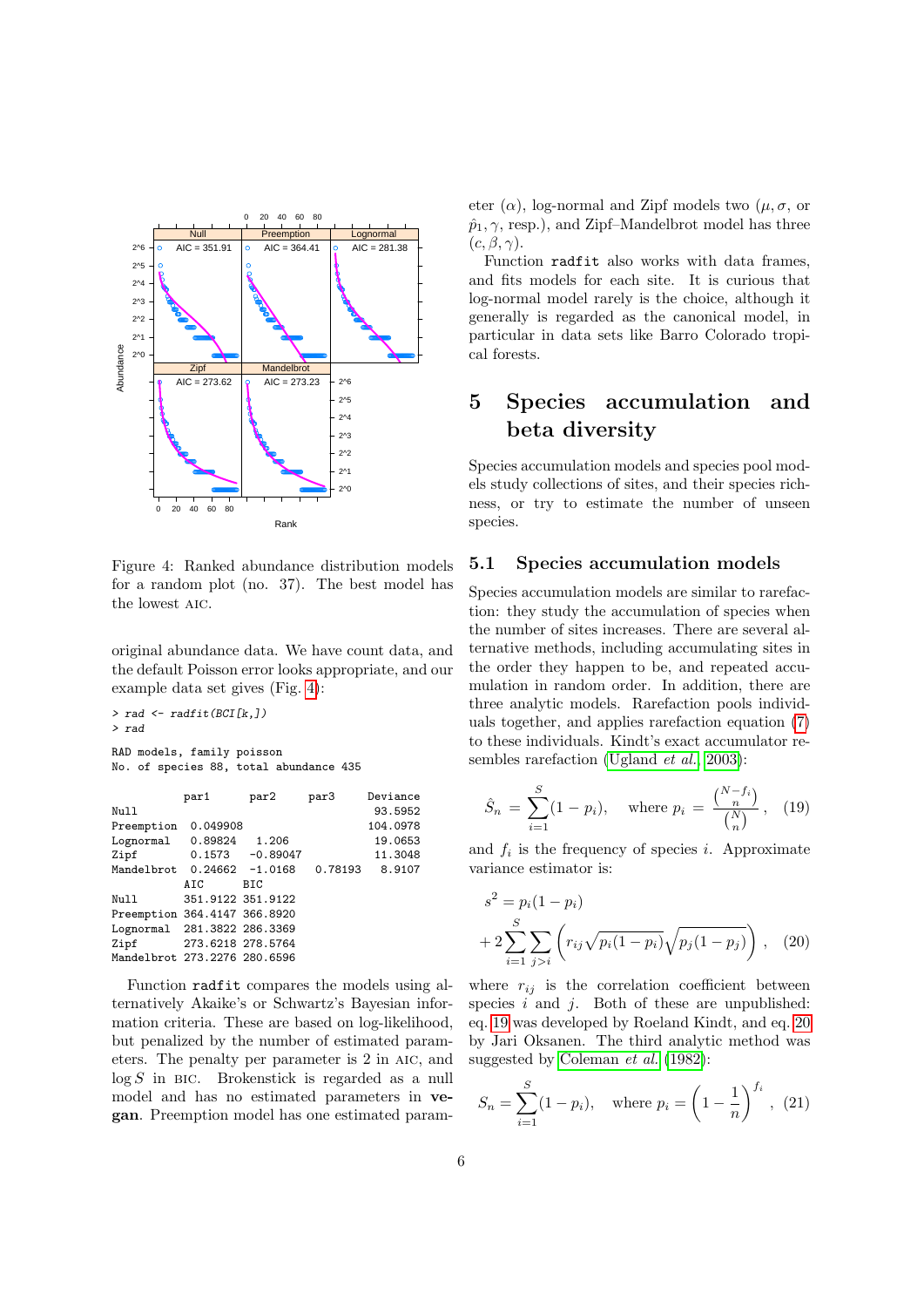Figure 4: Ranked abundance distribution models for a random plot (no. 37). The best model has the lowest AIC.

original abundance data. We have count data, and the default Poisson error looks appropriate, and our example data set gives (Fig. 4):

```
> rad <- radfit(BCI[k,])
> rad

RAD models, family poisson
No. of species 88, total abundance 435

           par1      par2     par3    Deviance
Null                                   93.5952
Preemption  0.049908                  104.0978
Lognormal   0.89824   1.206            19.0653
Zipf        0.1573   -0.89047          11.3048
Mandelbrot  0.24662  -1.0168   0.78193  8.9107
           AIC      BIC
Null       351.9122 351.9122
Preemption 364.4147 366.8920
Lognormal  281.3822 286.3369
Zipf       273.6218 278.5764
Mandelbrot 273.2276 280.6596
```

Function `radfit` compares the models using alternatively Akaike's or Schwartz's Bayesian information criteria. These are based on log-likelihood, but penalized by the number of estimated parameters. The penalty per parameter is 2 in AIC, and $\log S$ in BIC. Brokenstick is regarded as a null model and has no estimated parameters in **vegan**. Preemption model has one estimated parameter ($\alpha$), log-normal and Zipf models two ($\mu, \sigma$, or $\hat{p}_1, \gamma$, resp.), and Zipf–Mandelbrot model has three ($c, \beta, \gamma$).

Function `radfit` also works with data frames, and fits models for each site. It is curious that log-normal model rarely is the choice, although it generally is regarded as the canonical model, in particular in data sets like Barro Colorado tropical forests.

# 5 Species accumulation and beta diversity

Species accumulation models and species pool models study collections of sites, and their species richness, or try to estimate the number of unseen species.

## 5.1 Species accumulation models

Species accumulation models are similar to rarefaction: they study the accumulation of species when the number of sites increases. There are several alternative methods, including accumulating sites in the order they happen to be, and repeated accumulation in random order. In addition, there are three analytic models. Rarefaction pools individuals together, and applies rarefaction equation (7) to these individuals. Kindt's exact accumulator resembles rarefaction (Ugland *et al.*, 2003):

$$\hat{S}_n = \sum_{i=1}^{S} (1 - p_i), \quad \text{where } p_i = \frac{\binom{N-f_i}{n}}{\binom{N}{n}}, \quad (19)$$

and $f_i$ is the frequency of species $i$. Approximate variance estimator is:

$$s^2 = p_i(1 - p_i) + 2 \sum_{i=1}^{S} \sum_{j>i} \left( r_{ij} \sqrt{p_i(1 - p_i)} \sqrt{p_j(1 - p_j)} \right), \quad (20)$$

where $r_{ij}$ is the correlation coefficient between species $i$ and $j$. Both of these are unpublished: eq. 19 was developed by Roeland Kindt, and eq. 20 by Jari Oksanen. The third analytic method was suggested by Coleman *et al.* (1982):

$$S_n = \sum_{i=1}^{S} (1 - p_i), \quad \text{where } p_i = \left(1 - \frac{1}{n}\right)^{f_i}, \quad (21)$$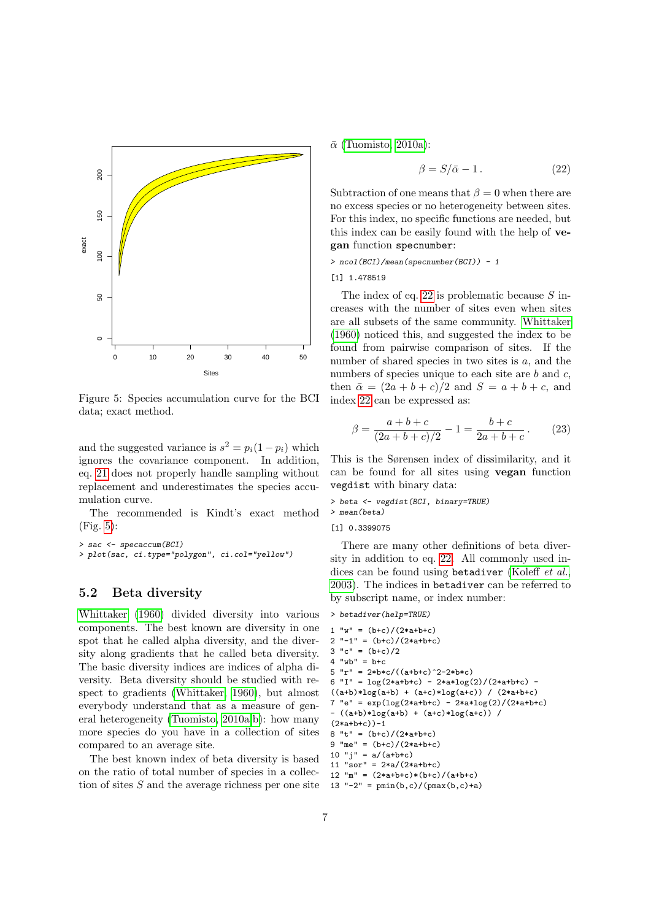Figure 5: Species accumulation curve for the BCI data; exact method.

and the suggested variance is $s^2 = p_i(1 - p_i)$ which ignores the covariance component. In addition, eq. 21 does not properly handle sampling without replacement and underestimates the species accumulation curve.

The recommended is Kindt's exact method (Fig. 5):

```
> sac <- specaccum(BCI)
> plot(sac, ci.type="polygon", ci.col="yellow")
```

## 5.2 Beta diversity

Whittaker (1960) divided diversity into various components. The best known are diversity in one spot that he called alpha diversity, and the diversity along gradients that he called beta diversity. The basic diversity indices are indices of alpha diversity. Beta diversity should be studied with respect to gradients (Whittaker, 1960), but almost everybody understand that as a measure of general heterogeneity (Tuomisto, 2010a,b): how many more species do you have in a collection of sites compared to an average site.

The best known index of beta diversity is based on the ratio of total number of species in a collection of sites $S$ and the average richness per one site $\bar{\alpha}$ (Tuomisto, 2010a):

$$\beta = S/\bar{\alpha} - 1\,. \tag{22}$$

Subtraction of one means that $\beta = 0$ when there are no excess species or no heterogeneity between sites. For this index, no specific functions are needed, but this index can be easily found with the help of **vegan** function `specnumber`:

```
> ncol(BCI)/mean(specnumber(BCI)) - 1
[1] 1.478519
```

The index of eq. 22 is problematic because $S$ increases with the number of sites even when sites are all subsets of the same community. Whittaker (1960) noticed this, and suggested the index to be found from pairwise comparison of sites. If the number of shared species in two sites is $a$, and the numbers of species unique to each site are $b$ and $c$, then $\bar{\alpha} = (2a + b + c)/2$ and $S = a + b + c$, and index 22 can be expressed as:

$$\beta = \frac{a+b+c}{(2a+b+c)/2} - 1 = \frac{b+c}{2a+b+c}\,. \tag{23}$$

This is the Sørensen index of dissimilarity, and it can be found for all sites using **vegan** function `vegdist` with binary data:

```
> beta <- vegdist(BCI, binary=TRUE)
> mean(beta)
[1] 0.3399075
```

There are many other definitions of beta diversity in addition to eq. 22. All commonly used indices can be found using `betadiver` (Koleff *et al.*, 2003). The indices in `betadiver` can be referred to by subscript name, or index number:

```
> betadiver(help=TRUE)
1 "w" = (b+c)/(2*a+b+c)
2 "-1" = (b+c)/(2*a+b+c)
3 "c" = (b+c)/2
4 "wb" = b+c
5 "r" = 2*b*c/((a+b+c)^2-2*b*c)
6 "I" = log(2*a+b+c) - 2*a*log(2)/(2*a+b+c) -
((a+b)*log(a+b) + (a+c)*log(a+c)) / (2*a+b+c)
7 "e" = exp(log(2*a+b+c) - 2*a*log(2)/(2*a+b+c)
- ((a+b)*log(a+b) + (a+c)*log(a+c)) /
(2*a+b+c))-1
8 "t" = (b+c)/(2*a+b+c)
9 "me" = (b+c)/(2*a+b+c)
10 "j" = a/(a+b+c)
11 "sor" = 2*a/(2*a+b+c)
12 "m" = (2*a+b+c)*(b+c)/(a+b+c)
13 "-2" = pmin(b,c)/(pmax(b,c)+a)
```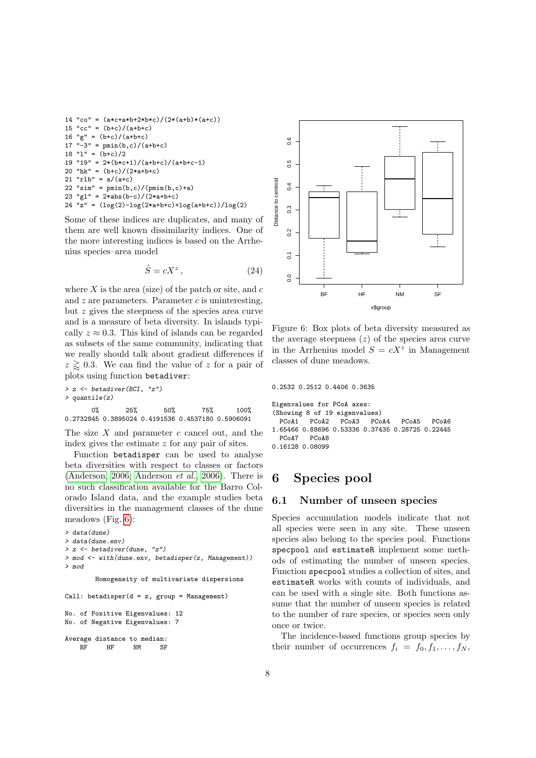```
14 "co" = (a*c+a*b+2*b*c)/(2*(a+b)*(a+c))
15 "cc" = (b+c)/(a+b+c)
16 "g" = (b+c)/(a+b+c)
17 "-3" = pmin(b,c)/(a+b+c)
18 "l" = (b+c)/2
19 "19" = 2*(b*c+1)/(a+b+c)/(a+b+c-1)
20 "hk" = (b+c)/(2*a+b+c)
21 "rlb" = a/(a+c)
22 "sim" = pmin(b,c)/(pmin(b,c)+a)
23 "gl" = 2*abs(b-c)/(2*a+b+c)
24 "z" = (log(2)-log(2*a+b+c)+log(a+b+c))/log(2)
```

Some of these indices are duplicates, and many of them are well known dissimilarity indices. One of the more interesting indices is based on the Arrhenius species–area model

$$\hat{S} = cX^z \,, \tag{24}$$

where $X$ is the area (size) of the patch or site, and $c$ and $z$ are parameters. Parameter $c$ is uninteresting, but $z$ gives the steepness of the species area curve and is a measure of beta diversity. In islands typically $z \approx 0.3$. This kind of islands can be regarded as subsets of the same community, indicating that we really should talk about gradient differences if $z \gtrapprox 0.3$. We can find the value of $z$ for a pair of plots using function `betadiver`:

```
> z <- betadiver(BCI, "z")
> quantile(z)
       0%       25%       50%       75%      100% 
0.2732845 0.3895024 0.4191536 0.4537180 0.5906091 
```

The size $X$ and parameter $c$ cancel out, and the index gives the estimate $z$ for any pair of sites.

Function `betadisper` can be used to analyse beta diversities with respect to classes or factors (Anderson, 2006; Anderson *et al.*, 2006). There is no such classification available for the Barro Colorado Island data, and the example studies beta diversities in the management classes of the dune meadows (Fig. 6):

```
> data(dune)
> data(dune.env)
> z <- betadiver(dune, "z")
> mod <- with(dune.env, betadisper(z, Management))
> mod

        Homogeneity of multivariate dispersions

Call: betadisper(d = z, group = Management)

No. of Positive Eigenvalues: 12
No. of Negative Eigenvalues: 7

Average distance to median:
    BF     HF     NM     SF 
0.2532 0.2512 0.4406 0.3635 

Eigenvalues for PCoA axes:
(Showing 8 of 19 eigenvalues)
  PCoA1   PCoA2   PCoA3   PCoA4   PCoA5   PCoA6 
1.65466 0.88696 0.53336 0.37435 0.28725 0.22445 
  PCoA7   PCoA8 
0.16128 0.08099 
```

Figure 6: Box plots of beta diversity measured as the average steepness ($z$) of the species area curve in the Arrhenius model $S = cX^z$ in Management classes of dune meadows.

# 6 Species pool

## 6.1 Number of unseen species

Species accumulation models indicate that not all species were seen in any site. These unseen species also belong to the species pool. Functions `specpool` and `estimateR` implement some methods of estimating the number of unseen species. Function `specpool` studies a collection of sites, and `estimateR` works with counts of individuals, and can be used with a single site. Both functions assume that the number of unseen species is related to the number of rare species, or species seen only once or twice.

The incidence-based functions group species by their number of occurrences $f_i = f_0, f_1, \ldots, f_N$,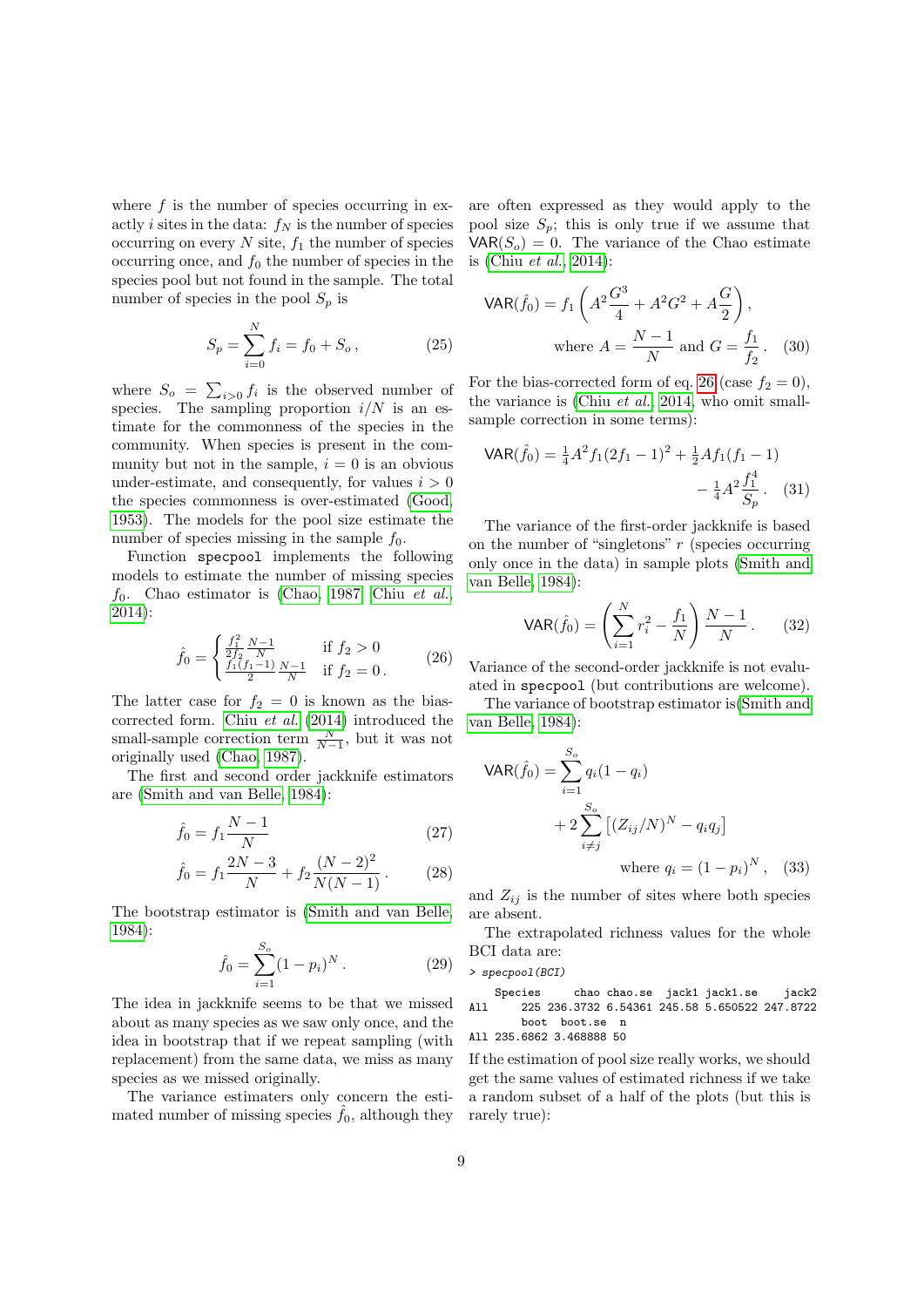where $f$ is the number of species occurring in exactly $i$ sites in the data: $f_N$ is the number of species occurring on every $N$ site, $f_1$ the number of species occurring once, and $f_0$ the number of species in the species pool but not found in the sample. The total number of species in the pool $S_p$ is

$$S_p = \sum_{i=0}^{N} f_i = f_0 + S_o\,, \tag{25}$$

where $S_o = \sum_{i>0} f_i$ is the observed number of species. The sampling proportion $i/N$ is an estimate for the commonness of the species in the community. When species is present in the community but not in the sample, $i = 0$ is an obvious under-estimate, and consequently, for values $i > 0$ the species commonness is over-estimated (Good, 1953). The models for the pool size estimate the number of species missing in the sample $f_0$.

Function `specpool` implements the following models to estimate the number of missing species $f_0$. Chao estimator is (Chao, 1987; Chiu *et al.*, 2014):

$$\hat{f}_0 = \begin{cases} \frac{f_1^2}{2f_2}\frac{N-1}{N} & \text{if } f_2 > 0 \\ \frac{f_1(f_1-1)}{2}\frac{N-1}{N} & \text{if } f_2 = 0\,. \end{cases} \tag{26}$$

The latter case for $f_2 = 0$ is known as the bias-corrected form. Chiu *et al.* (2014) introduced the small-sample correction term $\frac{N}{N-1}$, but it was not originally used (Chao, 1987).

The first and second order jackknife estimators are (Smith and van Belle, 1984):

$$\hat{f}_0 = f_1\frac{N-1}{N} \tag{27}$$

$$\hat{f}_0 = f_1\frac{2N-3}{N} + f_2\frac{(N-2)^2}{N(N-1)}\,. \tag{28}$$

The bootstrap estimator is (Smith and van Belle, 1984):

$$\hat{f}_0 = \sum_{i=1}^{S_o}(1-p_i)^N\,. \tag{29}$$

The idea in jackknife seems to be that we missed about as many species as we saw only once, and the idea in bootstrap that if we repeat sampling (with replacement) from the same data, we miss as many species as we missed originally.

The variance estimaters only concern the estimated number of missing species $\hat{f}_0$, although they are often expressed as they would apply to the pool size $S_p$; this is only true if we assume that $\mathsf{VAR}(S_o) = 0$. The variance of the Chao estimate is (Chiu *et al.*, 2014):

$$\mathsf{VAR}(\hat{f}_0) = f_1\left(A^2\frac{G^3}{4} + A^2G^2 + A\frac{G}{2}\right),$$
$$\text{where } A = \frac{N-1}{N} \text{ and } G = \frac{f_1}{f_2}\,. \tag{30}$$

For the bias-corrected form of eq. 26 (case $f_2 = 0$), the variance is (Chiu *et al.*, 2014, who omit small-sample correction in some terms):

$$\mathsf{VAR}(\hat{f}_0) = \tfrac{1}{4}A^2 f_1(2f_1-1)^2 + \tfrac{1}{2}Af_1(f_1-1) - \tfrac{1}{4}A^2\frac{f_1^4}{S_p}\,. \tag{31}$$

The variance of the first-order jackknife is based on the number of "singletons" $r$ (species occurring only once in the data) in sample plots (Smith and van Belle, 1984):

$$\mathsf{VAR}(\hat{f}_0) = \left(\sum_{i=1}^{N} r_i^2 - \frac{f_1}{N}\right)\frac{N-1}{N}\,. \tag{32}$$

Variance of the second-order jackknife is not evaluated in `specpool` (but contributions are welcome).

The variance of bootstrap estimator is(Smith and van Belle, 1984):

$$\mathsf{VAR}(\hat{f}_0) = \sum_{i=1}^{S_o} q_i(1-q_i) + 2\sum_{i\neq j}^{S_o}\left[(Z_{ij}/N)^N - q_i q_j\right]$$
$$\text{where } q_i = (1-p_i)^N\,, \tag{33}$$

and $Z_{ij}$ is the number of sites where both species are absent.

The extrapolated richness values for the whole BCI data are:

```
> specpool(BCI)
    Species     chao chao.se  jack1 jack1.se    jack2
All     225 236.3732 6.54361 245.58 5.650522 247.8722
        boot  boot.se  n
All 235.6862 3.468888 50
```

If the estimation of pool size really works, we should get the same values of estimated richness if we take a random subset of a half of the plots (but this is rarely true):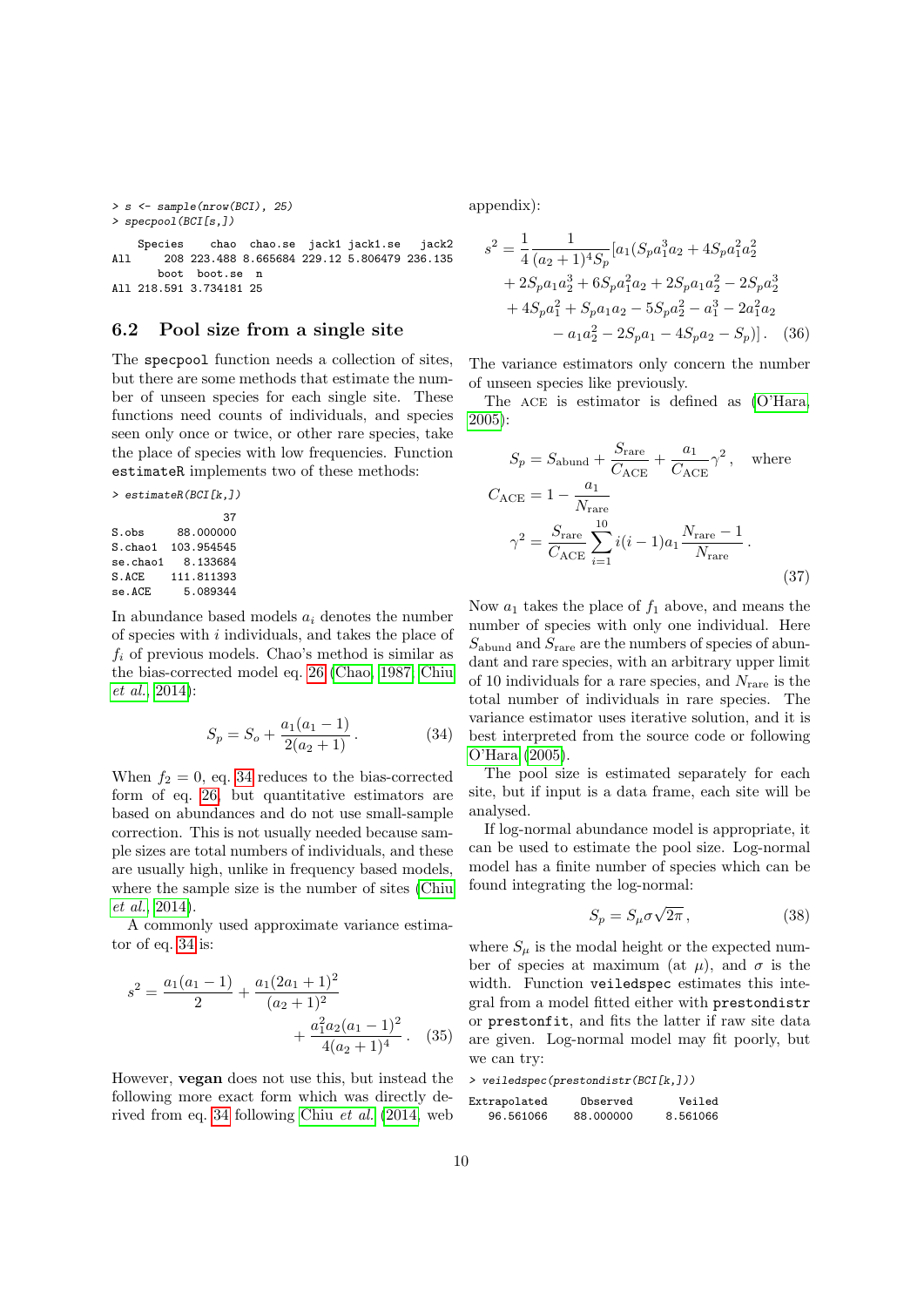```
> s <- sample(nrow(BCI), 25)
> specpool(BCI[s,])

    Species    chao  chao.se  jack1 jack1.se   jack2
All     208 223.488 8.665684 229.12 5.806479 236.135
       boot  boot.se  n
All 218.591 3.734181 25
```

### 6.2 Pool size from a single site

The `specpool` function needs a collection of sites, but there are some methods that estimate the number of unseen species for each single site. These functions need counts of individuals, and species seen only once or twice, or other rare species, take the place of species with low frequencies. Function `estimateR` implements two of these methods:

```
> estimateR(BCI[k,])

                  37
S.obs      88.000000
S.chao1   103.954545
se.chao1    8.133684
S.ACE     111.811393
se.ACE      5.089344
```

In abundance based models $a_i$ denotes the number of species with $i$ individuals, and takes the place of $f_i$ of previous models. Chao's method is similar as the bias-corrected model eq. 26 (Chao, 1987; Chiu *et al.*, 2014):

$$S_p = S_o + \frac{a_1(a_1 - 1)}{2(a_2 + 1)}\,. \tag{34}$$

When $f_2 = 0$, eq. 34 reduces to the bias-corrected form of eq. 26, but quantitative estimators are based on abundances and do not use small-sample correction. This is not usually needed because sample sizes are total numbers of individuals, and these are usually high, unlike in frequency based models, where the sample size is the number of sites (Chiu *et al.*, 2014).

A commonly used approximate variance estimator of eq. 34 is:

$$s^2 = \frac{a_1(a_1 - 1)}{2} + \frac{a_1(2a_1 + 1)^2}{(a_2 + 1)^2} + \frac{a_1^2 a_2 (a_1 - 1)^2}{4(a_2 + 1)^4}\,. \tag{35}$$

However, **vegan** does not use this, but instead the following more exact form which was directly derived from eq. 34 following Chiu *et al.* (2014, web appendix):

$$s^2 = \frac{1}{4}\frac{1}{(a_2+1)^4 S_p}\left[a_1(S_p a_1^3 a_2 + 4S_p a_1^2 a_2^2 + 2S_p a_1 a_2^3 + 6S_p a_1^2 a_2 + 2S_p a_1 a_2^2 - 2S_p a_2^3 + 4S_p a_1^2 + S_p a_1 a_2 - 5S_p a_2^2 - a_1^3 - 2a_1^2 a_2 - a_1 a_2^2 - 2S_p a_1 - 4S_p a_2 - S_p)\right]. \tag{36}$$

The variance estimators only concern the number of unseen species like previously.

The ACE is estimator is defined as (O'Hara, 2005):

$$\begin{aligned}
S_p &= S_{\text{abund}} + \frac{S_{\text{rare}}}{C_{\text{ACE}}} + \frac{a_1}{C_{\text{ACE}}}\gamma^2\,, \quad \text{where} \\
C_{\text{ACE}} &= 1 - \frac{a_1}{N_{\text{rare}}} \\
\gamma^2 &= \frac{S_{\text{rare}}}{C_{\text{ACE}}}\sum_{i=1}^{10} i(i-1)a_1 \frac{N_{\text{rare}} - 1}{N_{\text{rare}}}\,.
\end{aligned} \tag{37}$$

Now $a_1$ takes the place of $f_1$ above, and means the number of species with only one individual. Here $S_{\text{abund}}$ and $S_{\text{rare}}$ are the numbers of species of abundant and rare species, with an arbitrary upper limit of 10 individuals for a rare species, and $N_{\text{rare}}$ is the total number of individuals in rare species. The variance estimator uses iterative solution, and it is best interpreted from the source code or following O'Hara (2005).

The pool size is estimated separately for each site, but if input is a data frame, each site will be analysed.

If log-normal abundance model is appropriate, it can be used to estimate the pool size. Log-normal model has a finite number of species which can be found integrating the log-normal:

$$S_p = S_\mu \sigma \sqrt{2\pi}\,, \tag{38}$$

where $S_\mu$ is the modal height or the expected number of species at maximum (at $\mu$), and $\sigma$ is the width. Function `veiledspec` estimates this integral from a model fitted either with `prestondistr` or `prestonfit`, and fits the latter if raw site data are given. Log-normal model may fit poorly, but we can try:

```
> veiledspec(prestondistr(BCI[k,]))

Extrapolated     Observed       Veiled
   96.561066    88.000000     8.561066
```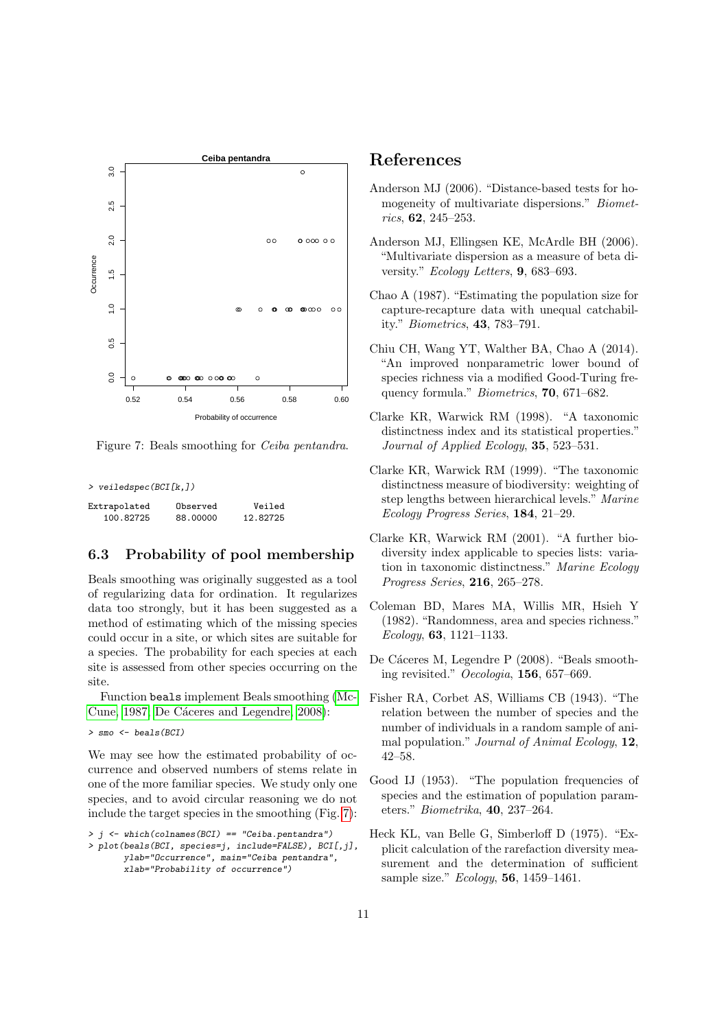Figure 7: Beals smoothing for *Ceiba pentandra*.

```
> veiledspec(BCI[k,])
```

```
Extrapolated     Observed       Veiled 
   100.82725     88.00000     12.82725 
```

### 6.3 Probability of pool membership

Beals smoothing was originally suggested as a tool of regularizing data for ordination. It regularizes data too strongly, but it has been suggested as a method of estimating which of the missing species could occur in a site, or which sites are suitable for a species. The probability for each species at each site is assessed from other species occurring on the site.

Function `beals` implement Beals smoothing (McCune, 1987; De Cáceres and Legendre, 2008):

```
> smo <- beals(BCI)
```

We may see how the estimated probability of occurrence and observed numbers of stems relate in one of the more familiar species. We study only one species, and to avoid circular reasoning we do not include the target species in the smoothing (Fig. 7):

```
> j <- which(colnames(BCI) == "Ceiba.pentandra")
> plot(beals(BCI, species=j, include=FALSE), BCI[,j],
       ylab="Occurrence", main="Ceiba pentandra",
       xlab="Probability of occurrence")
```

## References

Anderson MJ (2006). "Distance-based tests for homogeneity of multivariate dispersions." *Biometrics*, **62**, 245–253.

Anderson MJ, Ellingsen KE, McArdle BH (2006). "Multivariate dispersion as a measure of beta diversity." *Ecology Letters*, **9**, 683–693.

Chao A (1987). "Estimating the population size for capture-recapture data with unequal catchability." *Biometrics*, **43**, 783–791.

Chiu CH, Wang YT, Walther BA, Chao A (2014). "An improved nonparametric lower bound of species richness via a modified Good-Turing frequency formula." *Biometrics*, **70**, 671–682.

Clarke KR, Warwick RM (1998). "A taxonomic distinctness index and its statistical properties." *Journal of Applied Ecology*, **35**, 523–531.

Clarke KR, Warwick RM (1999). "The taxonomic distinctness measure of biodiversity: weighting of step lengths between hierarchical levels." *Marine Ecology Progress Series*, **184**, 21–29.

Clarke KR, Warwick RM (2001). "A further biodiversity index applicable to species lists: variation in taxonomic distinctness." *Marine Ecology Progress Series*, **216**, 265–278.

Coleman BD, Mares MA, Willis MR, Hsieh Y (1982). "Randomness, area and species richness." *Ecology*, **63**, 1121–1133.

De Cáceres M, Legendre P (2008). "Beals smoothing revisited." *Oecologia*, **156**, 657–669.

Fisher RA, Corbet AS, Williams CB (1943). "The relation between the number of species and the number of individuals in a random sample of animal population." *Journal of Animal Ecology*, **12**, 42–58.

Good IJ (1953). "The population frequencies of species and the estimation of population parameters." *Biometrika*, **40**, 237–264.

Heck KL, van Belle G, Simberloff D (1975). "Explicit calculation of the rarefaction diversity measurement and the determination of sufficient sample size." *Ecology*, **56**, 1459–1461.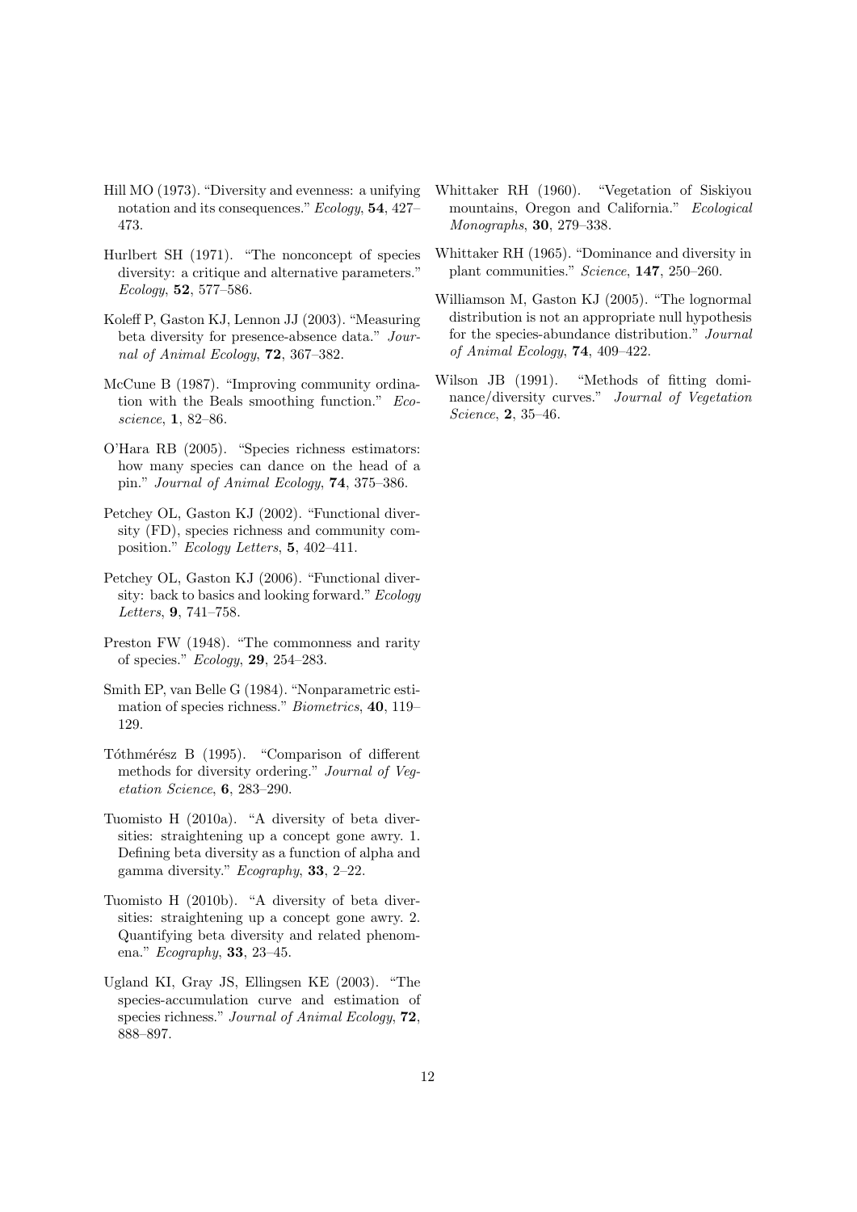Hill MO (1973). "Diversity and evenness: a unifying notation and its consequences." *Ecology*, **54**, 427–473.

Hurlbert SH (1971). "The nonconcept of species diversity: a critique and alternative parameters." *Ecology*, **52**, 577–586.

Koleff P, Gaston KJ, Lennon JJ (2003). "Measuring beta diversity for presence-absence data." *Journal of Animal Ecology*, **72**, 367–382.

McCune B (1987). "Improving community ordination with the Beals smoothing function." *Ecoscience*, **1**, 82–86.

O'Hara RB (2005). "Species richness estimators: how many species can dance on the head of a pin." *Journal of Animal Ecology*, **74**, 375–386.

Petchey OL, Gaston KJ (2002). "Functional diversity (FD), species richness and community composition." *Ecology Letters*, **5**, 402–411.

Petchey OL, Gaston KJ (2006). "Functional diversity: back to basics and looking forward." *Ecology Letters*, **9**, 741–758.

Preston FW (1948). "The commonness and rarity of species." *Ecology*, **29**, 254–283.

Smith EP, van Belle G (1984). "Nonparametric estimation of species richness." *Biometrics*, **40**, 119–129.

Tóthmérész B (1995). "Comparison of different methods for diversity ordering." *Journal of Vegetation Science*, **6**, 283–290.

Tuomisto H (2010a). "A diversity of beta diversities: straightening up a concept gone awry. 1. Defining beta diversity as a function of alpha and gamma diversity." *Ecography*, **33**, 2–22.

Tuomisto H (2010b). "A diversity of beta diversities: straightening up a concept gone awry. 2. Quantifying beta diversity and related phenomena." *Ecography*, **33**, 23–45.

Ugland KI, Gray JS, Ellingsen KE (2003). "The species-accumulation curve and estimation of species richness." *Journal of Animal Ecology*, **72**, 888–897.

Whittaker RH (1960). "Vegetation of Siskiyou mountains, Oregon and California." *Ecological Monographs*, **30**, 279–338.

Whittaker RH (1965). "Dominance and diversity in plant communities." *Science*, **147**, 250–260.

Williamson M, Gaston KJ (2005). "The lognormal distribution is not an appropriate null hypothesis for the species-abundance distribution." *Journal of Animal Ecology*, **74**, 409–422.

Wilson JB (1991). "Methods of fitting dominance/diversity curves." *Journal of Vegetation Science*, **2**, 35–46.